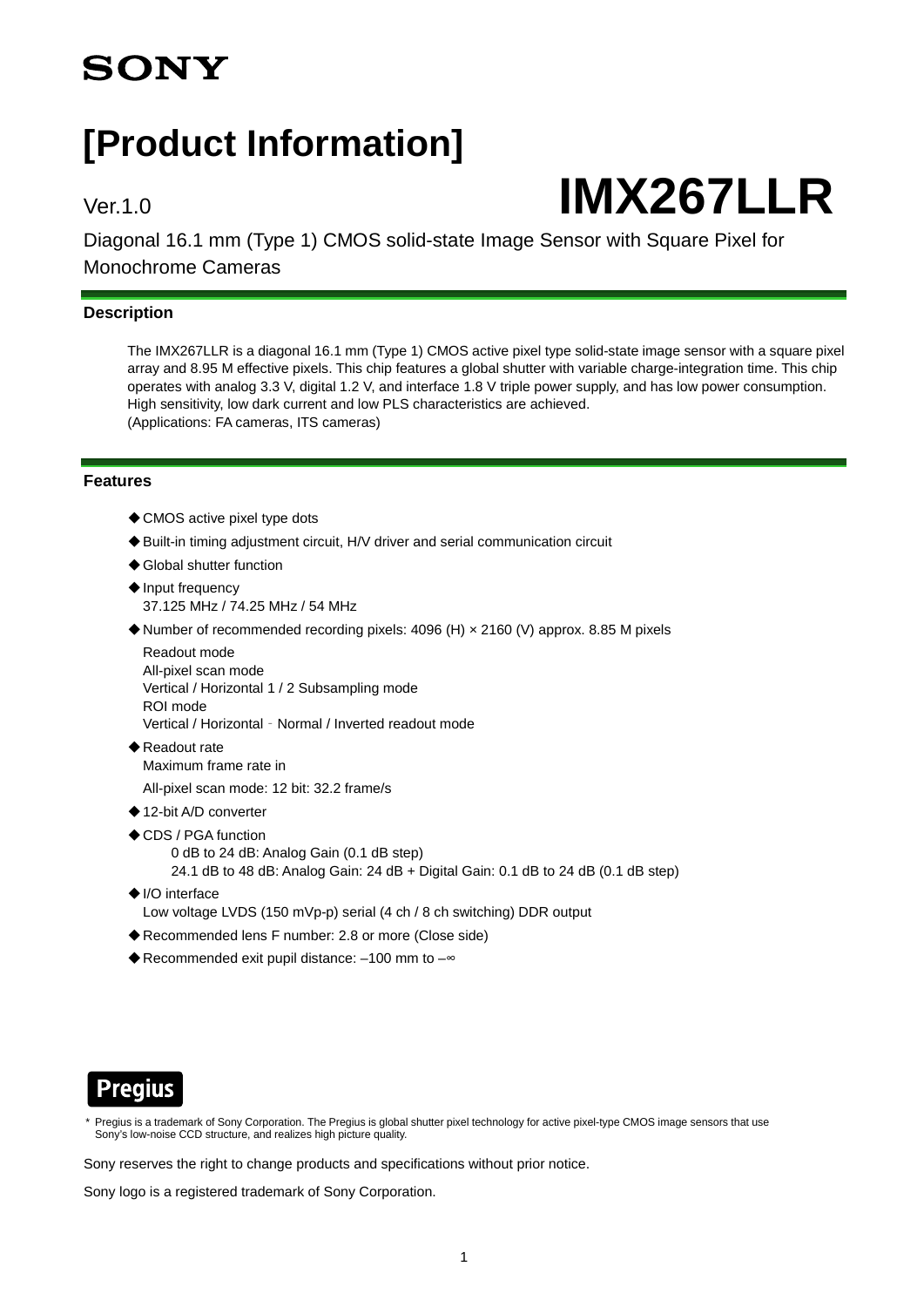SONY

# [Product Information]

Ver.1.0

# IMX267LLR

Diagonal 16.1 mm (Type 1) CMOS solid-state Image Sensor with Square Pixel for Monochrome Cameras

## Description

The IMX267LLR is a diagonal 16.1 mm (Type 1) CMOS active pixel type solid-state image sensor with a square pixel array and 8.95 M effective pixels. This chip features a global shutter with variable charge-integration time. This chip operates with analog 3.3 V, digital 1.2 V, and interface 1.8 V triple power supply, and has low power consumption. High sensitivity, low dark current and low PLS characteristics are achieved.
(Applications: FA cameras, ITS cameras)

## Features

- ◆CMOS active pixel type dots
- ◆Built-in timing adjustment circuit, H/V driver and serial communication circuit
- ◆Global shutter function
- ◆Input frequency
  37.125 MHz / 74.25 MHz / 54 MHz
- ◆Number of recommended recording pixels: 4096 (H) × 2160 (V) approx. 8.85 M pixels
  
  Readout mode
  All-pixel scan mode
  Vertical / Horizontal 1 / 2 Subsampling mode
  ROI mode
  Vertical / Horizontal - Normal / Inverted readout mode
- ◆Readout rate
  Maximum frame rate in
  
  All-pixel scan mode: 12 bit: 32.2 frame/s
- ◆12-bit A/D converter
- ◆CDS / PGA function
  - 0 dB to 24 dB: Analog Gain (0.1 dB step)
  - 24.1 dB to 48 dB: Analog Gain: 24 dB + Digital Gain: 0.1 dB to 24 dB (0.1 dB step)
- ◆I/O interface
  Low voltage LVDS (150 mVp-p) serial (4 ch / 8 ch switching) DDR output
- ◆Recommended lens F number: 2.8 or more (Close side)
- ◆Recommended exit pupil distance: –100 mm to –∞

Pregius

\* Pregius is a trademark of Sony Corporation. The Pregius is global shutter pixel technology for active pixel-type CMOS image sensors that use Sony's low-noise CCD structure, and realizes high picture quality.

Sony reserves the right to change products and specifications without prior notice.

Sony logo is a registered trademark of Sony Corporation.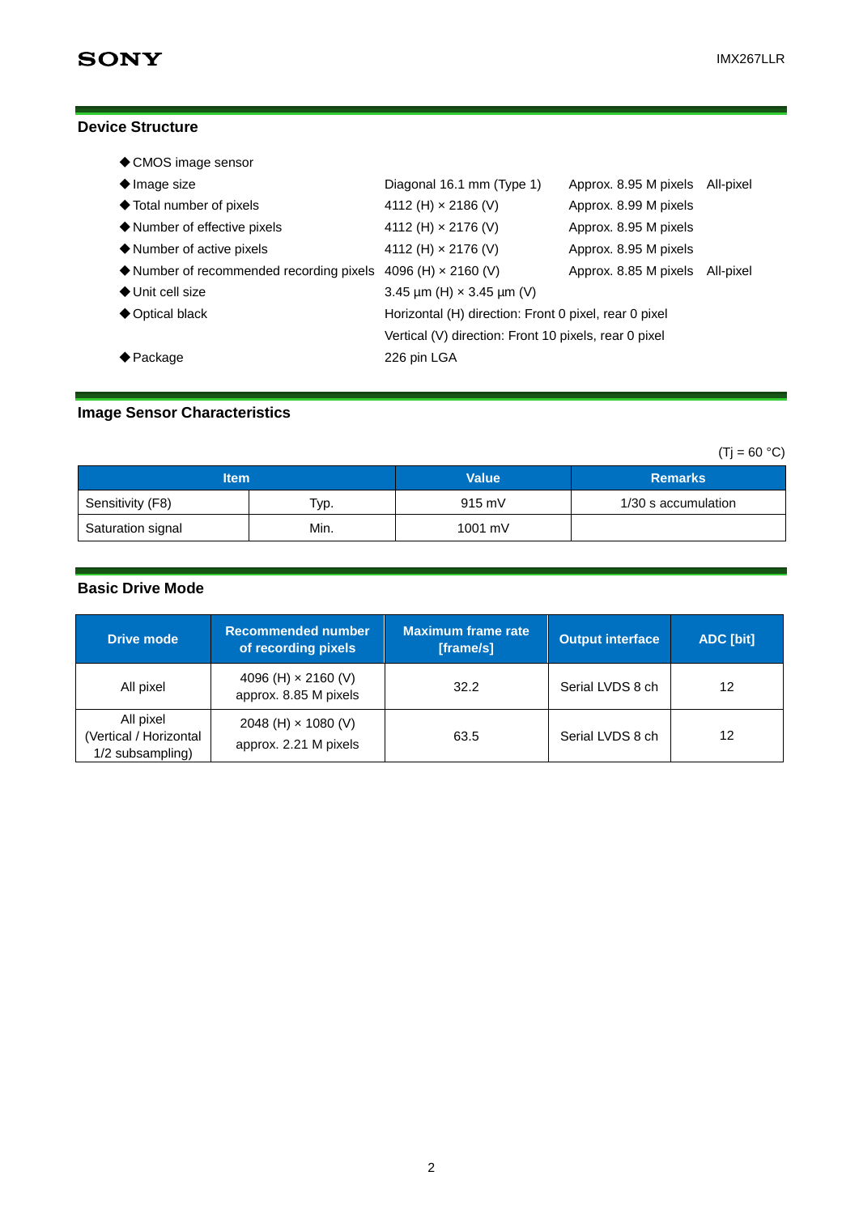## Device Structure

| | | | |
|---|---|---|---|
| ◆CMOS image sensor | | | |
| ◆Image size | Diagonal 16.1 mm (Type 1) | Approx. 8.95 M pixels | All-pixel |
| ◆Total number of pixels | 4112 (H) × 2186 (V) | Approx. 8.99 M pixels | |
| ◆Number of effective pixels | 4112 (H) × 2176 (V) | Approx. 8.95 M pixels | |
| ◆Number of active pixels | 4112 (H) × 2176 (V) | Approx. 8.95 M pixels | |
| ◆Number of recommended recording pixels | 4096 (H) × 2160 (V) | Approx. 8.85 M pixels | All-pixel |
| ◆Unit cell size | 3.45 µm (H) × 3.45 µm (V) | | |
| ◆Optical black | Horizontal (H) direction: Front 0 pixel, rear 0 pixel | | |
| | Vertical (V) direction: Front 10 pixels, rear 0 pixel | | |
| ◆Package | 226 pin LGA | | |

## Image Sensor Characteristics

(Tj = 60 °C)

| Item | | Value | Remarks |
|---|---|---|---|
| Sensitivity (F8) | Typ. | 915 mV | 1/30 s accumulation |
| Saturation signal | Min. | 1001 mV | |

## Basic Drive Mode

| Drive mode | Recommended number of recording pixels | Maximum frame rate [frame/s] | Output interface | ADC [bit] |
|---|---|---|---|---|
| All pixel | 4096 (H) × 2160 (V) approx. 8.85 M pixels | 32.2 | Serial LVDS 8 ch | 12 |
| All pixel (Vertical / Horizontal 1/2 subsampling) | 2048 (H) × 1080 (V) approx. 2.21 M pixels | 63.5 | Serial LVDS 8 ch | 12 |